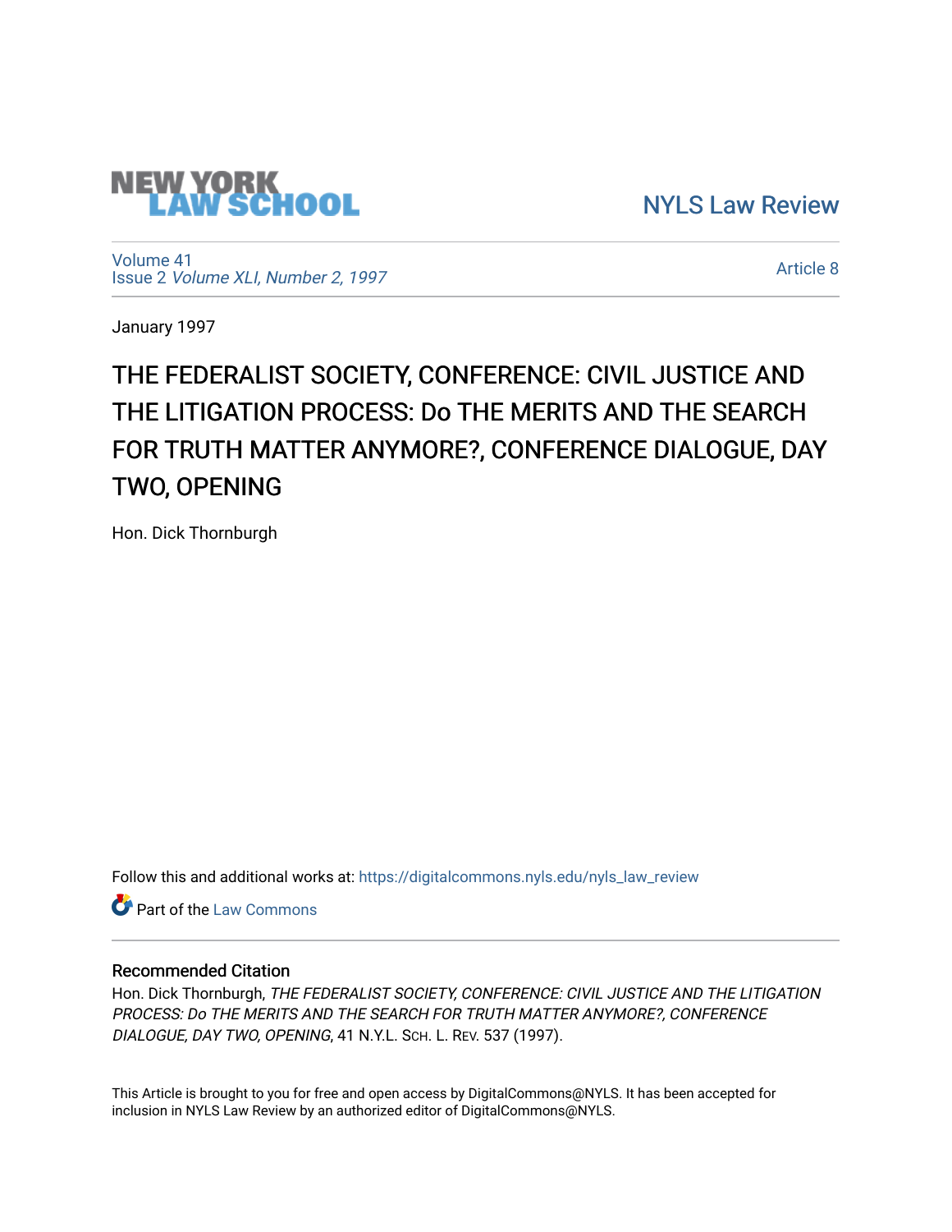NEW YORK LAW SCHOOL

NYLS Law Review

Volume 41
Issue 2 *Volume XLI, Number 2, 1997*

Article 8

January 1997

# THE FEDERALIST SOCIETY, CONFERENCE: CIVIL JUSTICE AND THE LITIGATION PROCESS: Do THE MERITS AND THE SEARCH FOR TRUTH MATTER ANYMORE?, CONFERENCE DIALOGUE, DAY TWO, OPENING

Hon. Dick Thornburgh

Follow this and additional works at: https://digitalcommons.nyls.edu/nyls_law_review

Part of the Law Commons

## Recommended Citation

Hon. Dick Thornburgh, *THE FEDERALIST SOCIETY, CONFERENCE: CIVIL JUSTICE AND THE LITIGATION PROCESS: Do THE MERITS AND THE SEARCH FOR TRUTH MATTER ANYMORE?, CONFERENCE DIALOGUE, DAY TWO, OPENING*, 41 N.Y.L. Sch. L. Rev. 537 (1997).

This Article is brought to you for free and open access by DigitalCommons@NYLS. It has been accepted for inclusion in NYLS Law Review by an authorized editor of DigitalCommons@NYLS.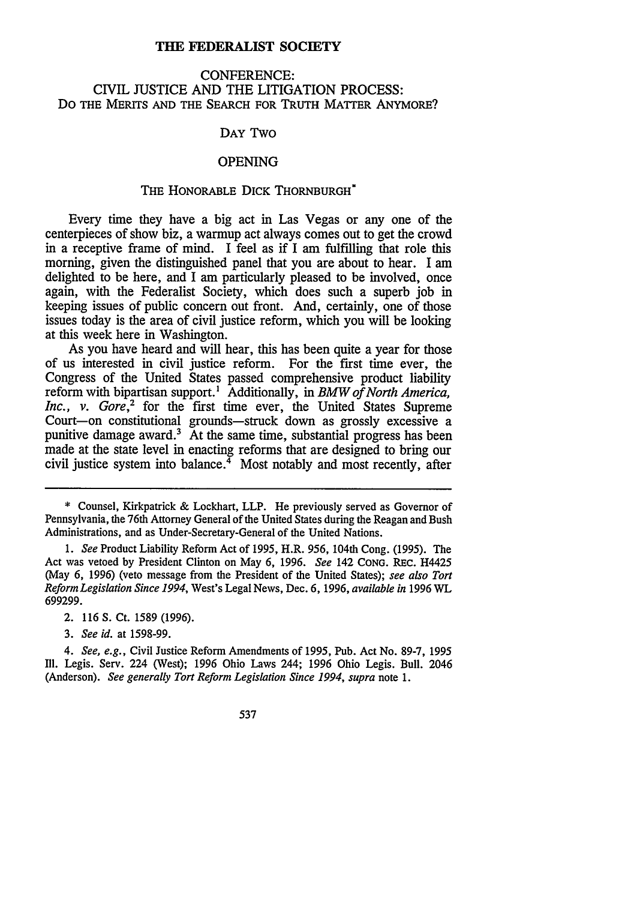# THE FEDERALIST SOCIETY

## CONFERENCE: CIVIL JUSTICE AND THE LITIGATION PROCESS: DO THE MERITS AND THE SEARCH FOR TRUTH MATTER ANYMORE?

### DAY TWO

### OPENING

#### THE HONORABLE DICK THORNBURGH*

Every time they have a big act in Las Vegas or any one of the centerpieces of show biz, a warmup act always comes out to get the crowd in a receptive frame of mind. I feel as if I am fulfilling that role this morning, given the distinguished panel that you are about to hear. I am delighted to be here, and I am particularly pleased to be involved, once again, with the Federalist Society, which does such a superb job in keeping issues of public concern out front. And, certainly, one of those issues today is the area of civil justice reform, which you will be looking at this week here in Washington.

As you have heard and will hear, this has been quite a year for those of us interested in civil justice reform. For the first time ever, the Congress of the United States passed comprehensive product liability reform with bipartisan support.[1] Additionally, in *BMW of North America, Inc., v. Gore*,[2] for the first time ever, the United States Supreme Court—on constitutional grounds—struck down as grossly excessive a punitive damage award.[3] At the same time, substantial progress has been made at the state level in enacting reforms that are designed to bring our civil justice system into balance.[4] Most notably and most recently, after

---

\* Counsel, Kirkpatrick & Lockhart, LLP. He previously served as Governor of Pennsylvania, the 76th Attorney General of the United States during the Reagan and Bush Administrations, and as Under-Secretary-General of the United Nations.

1. *See* Product Liability Reform Act of 1995, H.R. 956, 104th Cong. (1995). The Act was vetoed by President Clinton on May 6, 1996. *See* 142 CONG. REC. H4425 (May 6, 1996) (veto message from the President of the United States); *see also Tort Reform Legislation Since 1994*, West's Legal News, Dec. 6, 1996, *available in* 1996 WL 699299.

2. 116 S. Ct. 1589 (1996).

3. *See id.* at 1598-99.

4. *See, e.g.*, Civil Justice Reform Amendments of 1995, Pub. Act No. 89-7, 1995 Ill. Legis. Serv. 224 (West); 1996 Ohio Laws 244; 1996 Ohio Legis. Bull. 2046 (Anderson). *See generally Tort Reform Legislation Since 1994*, *supra* note 1.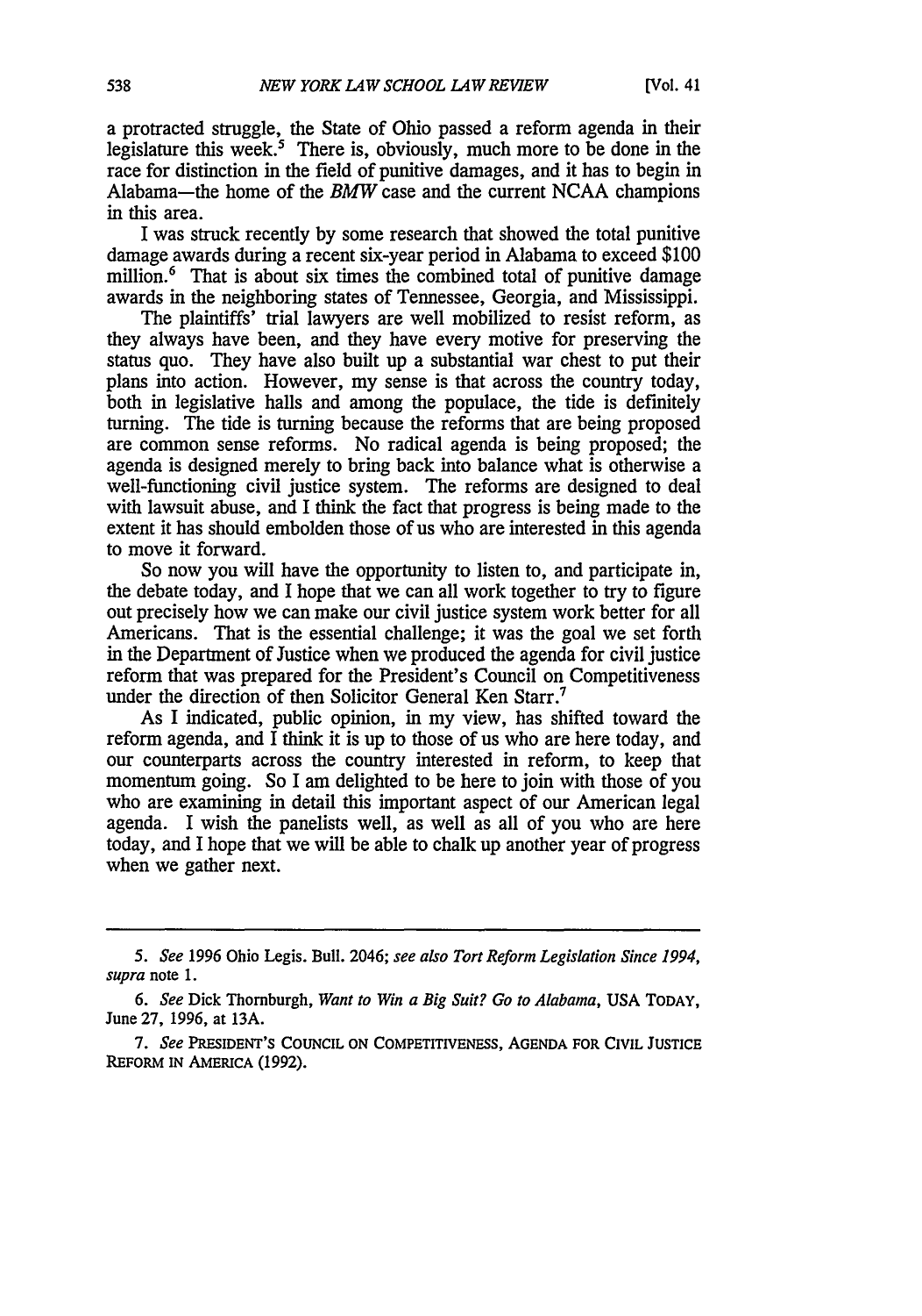a protracted struggle, the State of Ohio passed a reform agenda in their legislature this week.[5] There is, obviously, much more to be done in the race for distinction in the field of punitive damages, and it has to begin in Alabama—the home of the *BMW* case and the current NCAA champions in this area.

I was struck recently by some research that showed the total punitive damage awards during a recent six-year period in Alabama to exceed $100 million.[6] That is about six times the combined total of punitive damage awards in the neighboring states of Tennessee, Georgia, and Mississippi.

The plaintiffs' trial lawyers are well mobilized to resist reform, as they always have been, and they have every motive for preserving the status quo. They have also built up a substantial war chest to put their plans into action. However, my sense is that across the country today, both in legislative halls and among the populace, the tide is definitely turning. The tide is turning because the reforms that are being proposed are common sense reforms. No radical agenda is being proposed; the agenda is designed merely to bring back into balance what is otherwise a well-functioning civil justice system. The reforms are designed to deal with lawsuit abuse, and I think the fact that progress is being made to the extent it has should embolden those of us who are interested in this agenda to move it forward.

So now you will have the opportunity to listen to, and participate in, the debate today, and I hope that we can all work together to try to figure out precisely how we can make our civil justice system work better for all Americans. That is the essential challenge; it was the goal we set forth in the Department of Justice when we produced the agenda for civil justice reform that was prepared for the President's Council on Competitiveness under the direction of then Solicitor General Ken Starr.[7]

As I indicated, public opinion, in my view, has shifted toward the reform agenda, and I think it is up to those of us who are here today, and our counterparts across the country interested in reform, to keep that momentum going. So I am delighted to be here to join with those of you who are examining in detail this important aspect of our American legal agenda. I wish the panelists well, as well as all of you who are here today, and I hope that we will be able to chalk up another year of progress when we gather next.

---

5. *See* 1996 Ohio Legis. Bull. 2046; *see also Tort Reform Legislation Since 1994*, *supra* note 1.

6. *See* Dick Thornburgh, *Want to Win a Big Suit? Go to Alabama*, USA TODAY, June 27, 1996, at 13A.

7. *See* PRESIDENT'S COUNCIL ON COMPETITIVENESS, AGENDA FOR CIVIL JUSTICE REFORM IN AMERICA (1992).